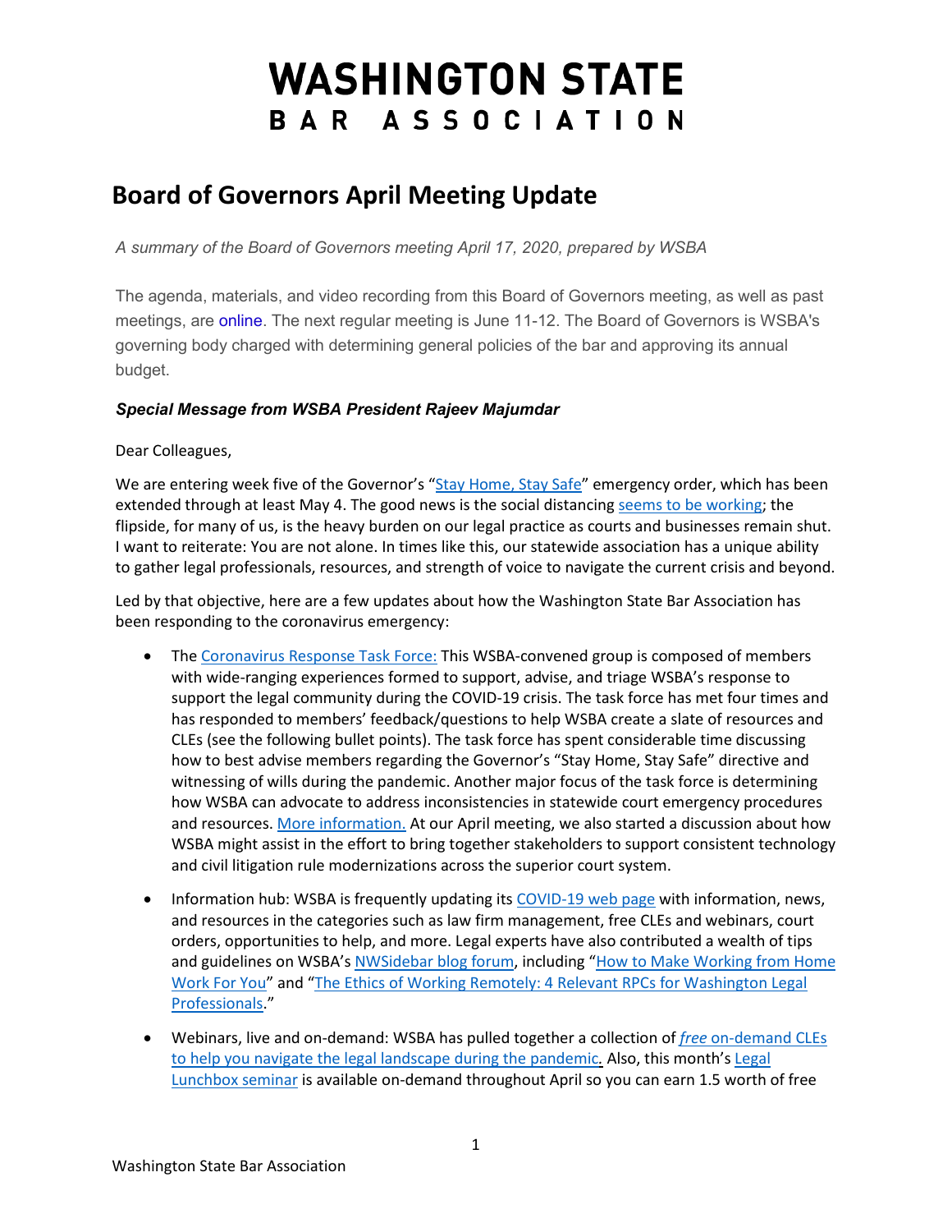# WASHINGTON STATE BAR ASSOCIATION

## Board of Governors April Meeting Update

*A summary of the Board of Governors meeting April 17, 2020, prepared by WSBA*

The agenda, materials, and video recording from this Board of Governors meeting, as well as past meetings, are online. The next regular meeting is June 11-12. The Board of Governors is WSBA's governing body charged with determining general policies of the bar and approving its annual budget.

### *Special Message from WSBA President Rajeev Majumdar*

Dear Colleagues,

We are entering week five of the Governor's "Stay Home, Stay Safe" emergency order, which has been extended through at least May 4. The good news is the social distancing seems to be working; the flipside, for many of us, is the heavy burden on our legal practice as courts and businesses remain shut. I want to reiterate: You are not alone. In times like this, our statewide association has a unique ability to gather legal professionals, resources, and strength of voice to navigate the current crisis and beyond.

Led by that objective, here are a few updates about how the Washington State Bar Association has been responding to the coronavirus emergency:

- The Coronavirus Response Task Force: This WSBA-convened group is composed of members with wide-ranging experiences formed to support, advise, and triage WSBA's response to support the legal community during the COVID-19 crisis. The task force has met four times and has responded to members' feedback/questions to help WSBA create a slate of resources and CLEs (see the following bullet points). The task force has spent considerable time discussing how to best advise members regarding the Governor's "Stay Home, Stay Safe" directive and witnessing of wills during the pandemic. Another major focus of the task force is determining how WSBA can advocate to address inconsistencies in statewide court emergency procedures and resources. More information. At our April meeting, we also started a discussion about how WSBA might assist in the effort to bring together stakeholders to support consistent technology and civil litigation rule modernizations across the superior court system.
- Information hub: WSBA is frequently updating its COVID-19 web page with information, news, and resources in the categories such as law firm management, free CLEs and webinars, court orders, opportunities to help, and more. Legal experts have also contributed a wealth of tips and guidelines on WSBA's NWSidebar blog forum, including "How to Make Working from Home Work For You" and "The Ethics of Working Remotely: 4 Relevant RPCs for Washington Legal Professionals."
- Webinars, live and on-demand: WSBA has pulled together a collection of *free* on-demand CLEs to help you navigate the legal landscape during the pandemic. Also, this month's Legal Lunchbox seminar is available on-demand throughout April so you can earn 1.5 worth of free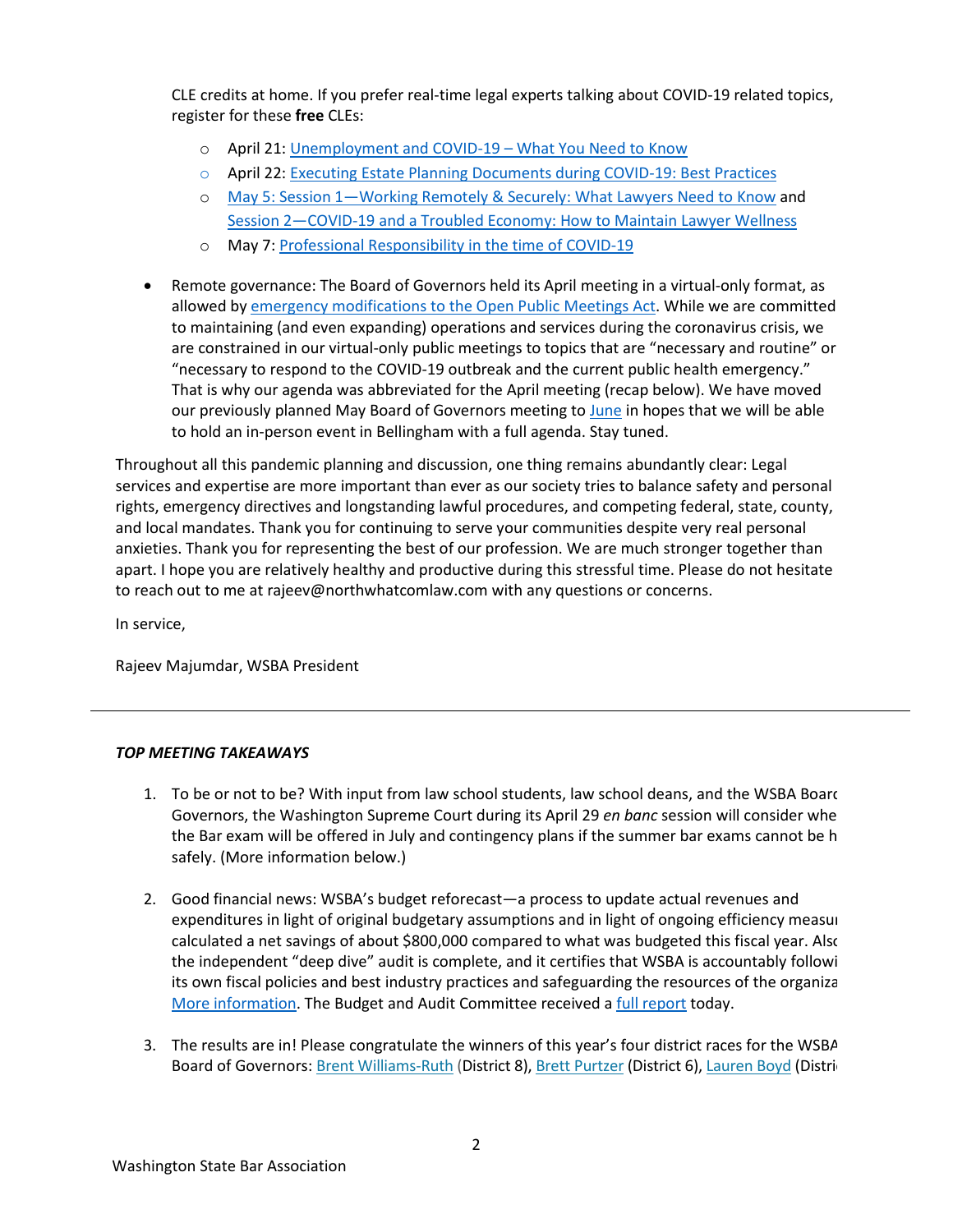CLE credits at home. If you prefer real-time legal experts talking about COVID-19 related topics, register for these **free** CLEs:

- April 21: Unemployment and COVID-19 – What You Need to Know
- April 22: Executing Estate Planning Documents during COVID-19: Best Practices
- May 5: Session 1—Working Remotely & Securely: What Lawyers Need to Know and Session 2—COVID-19 and a Troubled Economy: How to Maintain Lawyer Wellness
- May 7: Professional Responsibility in the time of COVID-19

- Remote governance: The Board of Governors held its April meeting in a virtual-only format, as allowed by emergency modifications to the Open Public Meetings Act. While we are committed to maintaining (and even expanding) operations and services during the coronavirus crisis, we are constrained in our virtual-only public meetings to topics that are "necessary and routine" or "necessary to respond to the COVID-19 outbreak and the current public health emergency." That is why our agenda was abbreviated for the April meeting (recap below). We have moved our previously planned May Board of Governors meeting to June in hopes that we will be able to hold an in-person event in Bellingham with a full agenda. Stay tuned.

Throughout all this pandemic planning and discussion, one thing remains abundantly clear: Legal services and expertise are more important than ever as our society tries to balance safety and personal rights, emergency directives and longstanding lawful procedures, and competing federal, state, county, and local mandates. Thank you for continuing to serve your communities despite very real personal anxieties. Thank you for representing the best of our profession. We are much stronger together than apart. I hope you are relatively healthy and productive during this stressful time. Please do not hesitate to reach out to me at rajeev@northwhatcomlaw.com with any questions or concerns.

In service,

Rajeev Majumdar, WSBA President

---

***TOP MEETING TAKEAWAYS***

1. To be or not to be? With input from law school students, law school deans, and the WSBA Board Governors, the Washington Supreme Court during its April 29 *en banc* session will consider whe the Bar exam will be offered in July and contingency plans if the summer bar exams cannot be h safely. (More information below.)

2. Good financial news: WSBA's budget reforecast—a process to update actual revenues and expenditures in light of original budgetary assumptions and in light of ongoing efficiency measu calculated a net savings of about $800,000 compared to what was budgeted this fiscal year. Also the independent "deep dive" audit is complete, and it certifies that WSBA is accountably followi its own fiscal policies and best industry practices and safeguarding the resources of the organiza More information. The Budget and Audit Committee received a full report today.

3. The results are in! Please congratulate the winners of this year's four district races for the WSBA Board of Governors: Brent Williams-Ruth (District 8), Brett Purtzer (District 6), Lauren Boyd (Distri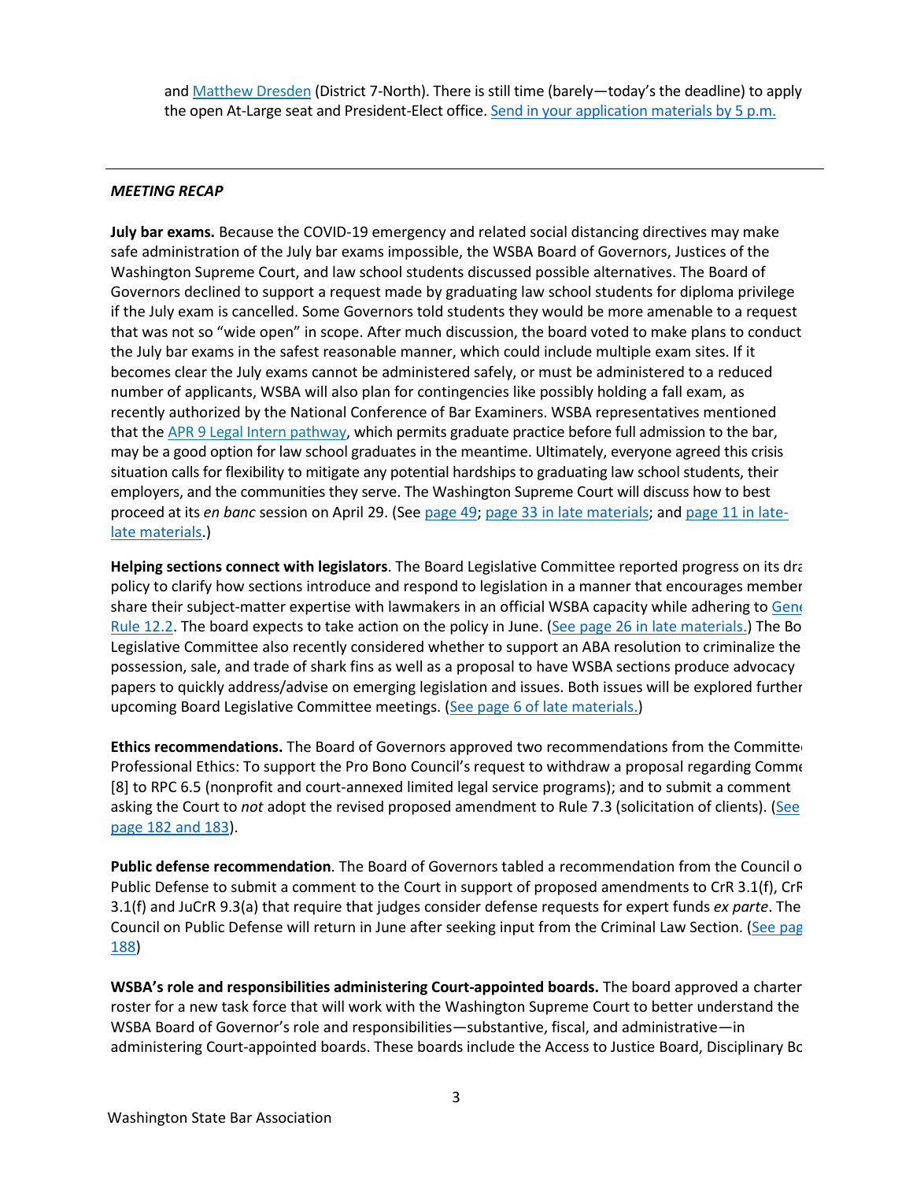and Matthew Dresden (District 7-North). There is still time (barely—today's the deadline) to apply the open At-Large seat and President-Elect office. Send in your application materials by 5 p.m.

---

***MEETING RECAP***

**July bar exams.** Because the COVID-19 emergency and related social distancing directives may make safe administration of the July bar exams impossible, the WSBA Board of Governors, Justices of the Washington Supreme Court, and law school students discussed possible alternatives. The Board of Governors declined to support a request made by graduating law school students for diploma privilege if the July exam is cancelled. Some Governors told students they would be more amenable to a request that was not so "wide open" in scope. After much discussion, the board voted to make plans to conduct the July bar exams in the safest reasonable manner, which could include multiple exam sites. If it becomes clear the July exams cannot be administered safely, or must be administered to a reduced number of applicants, WSBA will also plan for contingencies like possibly holding a fall exam, as recently authorized by the National Conference of Bar Examiners. WSBA representatives mentioned that the APR 9 Legal Intern pathway, which permits graduate practice before full admission to the bar, may be a good option for law school graduates in the meantime. Ultimately, everyone agreed this crisis situation calls for flexibility to mitigate any potential hardships to graduating law school students, their employers, and the communities they serve. The Washington Supreme Court will discuss how to best proceed at its *en banc* session on April 29. (See page 49; page 33 in late materials; and page 11 in late-late materials.)

**Helping sections connect with legislators**. The Board Legislative Committee reported progress on its dra policy to clarify how sections introduce and respond to legislation in a manner that encourages member share their subject-matter expertise with lawmakers in an official WSBA capacity while adhering to Gene Rule 12.2. The board expects to take action on the policy in June. (See page 26 in late materials.) The Bo Legislative Committee also recently considered whether to support an ABA resolution to criminalize the possession, sale, and trade of shark fins as well as a proposal to have WSBA sections produce advocacy papers to quickly address/advise on emerging legislation and issues. Both issues will be explored further upcoming Board Legislative Committee meetings. (See page 6 of late materials.)

**Ethics recommendations.** The Board of Governors approved two recommendations from the Committe Professional Ethics: To support the Pro Bono Council's request to withdraw a proposal regarding Comme [8] to RPC 6.5 (nonprofit and court-annexed limited legal service programs); and to submit a comment asking the Court to *not* adopt the revised proposed amendment to Rule 7.3 (solicitation of clients). (See page 182 and 183).

**Public defense recommendation**. The Board of Governors tabled a recommendation from the Council o Public Defense to submit a comment to the Court in support of proposed amendments to CrR 3.1(f), CrR 3.1(f) and JuCrR 9.3(a) that require that judges consider defense requests for expert funds *ex parte*. The Council on Public Defense will return in June after seeking input from the Criminal Law Section. (See pag 188)

**WSBA's role and responsibilities administering Court-appointed boards.** The board approved a charter roster for a new task force that will work with the Washington Supreme Court to better understand the WSBA Board of Governor's role and responsibilities—substantive, fiscal, and administrative—in administering Court-appointed boards. These boards include the Access to Justice Board, Disciplinary Bo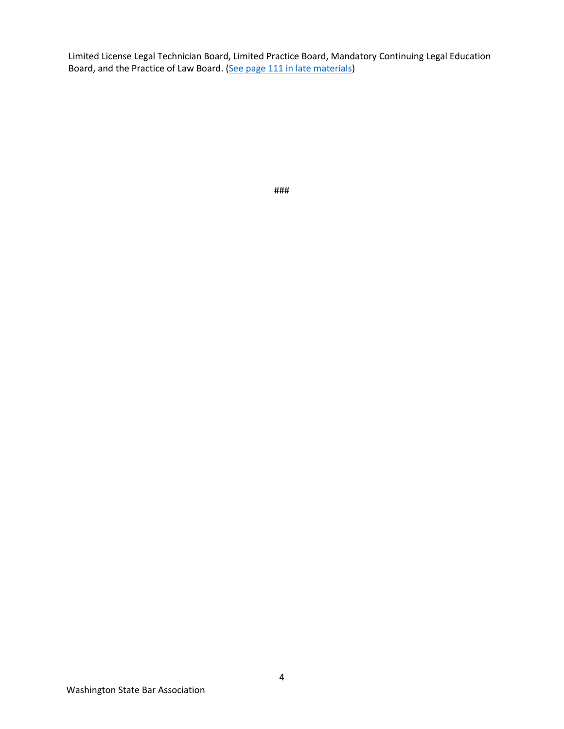Limited License Legal Technician Board, Limited Practice Board, Mandatory Continuing Legal Education Board, and the Practice of Law Board. ([See page 111 in late materials]())

###